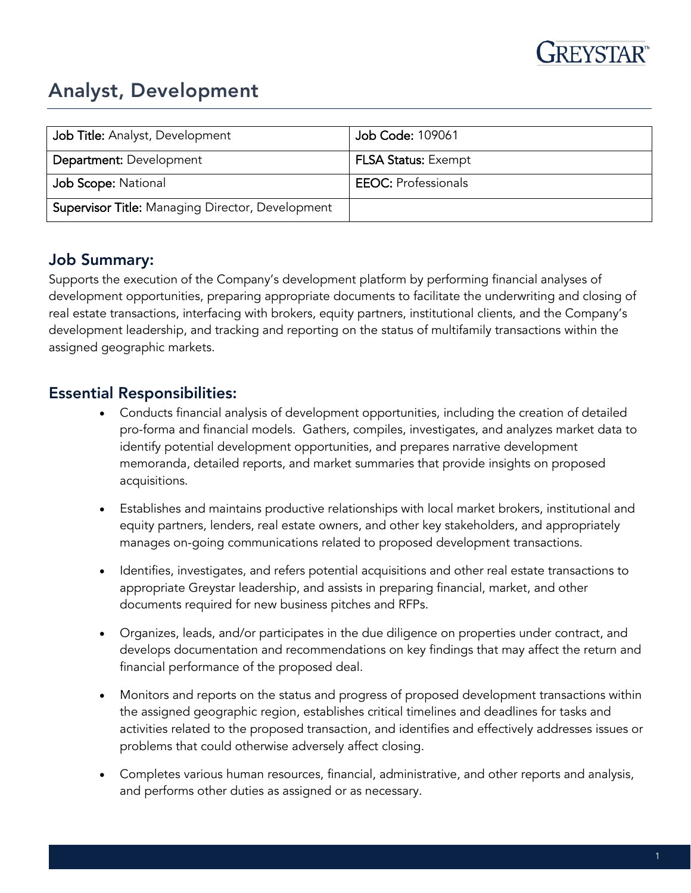# Analyst, Development

| Job Title: Analyst, Development | Job Code: 109061 |
|---|---|
| Department: Development | FLSA Status: Exempt |
| Job Scope: National | EEOC: Professionals |
| Supervisor Title: Managing Director, Development | |

## Job Summary:

Supports the execution of the Company's development platform by performing financial analyses of development opportunities, preparing appropriate documents to facilitate the underwriting and closing of real estate transactions, interfacing with brokers, equity partners, institutional clients, and the Company's development leadership, and tracking and reporting on the status of multifamily transactions within the assigned geographic markets.

## Essential Responsibilities:

- Conducts financial analysis of development opportunities, including the creation of detailed pro-forma and financial models. Gathers, compiles, investigates, and analyzes market data to identify potential development opportunities, and prepares narrative development memoranda, detailed reports, and market summaries that provide insights on proposed acquisitions.

- Establishes and maintains productive relationships with local market brokers, institutional and equity partners, lenders, real estate owners, and other key stakeholders, and appropriately manages on-going communications related to proposed development transactions.

- Identifies, investigates, and refers potential acquisitions and other real estate transactions to appropriate Greystar leadership, and assists in preparing financial, market, and other documents required for new business pitches and RFPs.

- Organizes, leads, and/or participates in the due diligence on properties under contract, and develops documentation and recommendations on key findings that may affect the return and financial performance of the proposed deal.

- Monitors and reports on the status and progress of proposed development transactions within the assigned geographic region, establishes critical timelines and deadlines for tasks and activities related to the proposed transaction, and identifies and effectively addresses issues or problems that could otherwise adversely affect closing.

- Completes various human resources, financial, administrative, and other reports and analysis, and performs other duties as assigned or as necessary.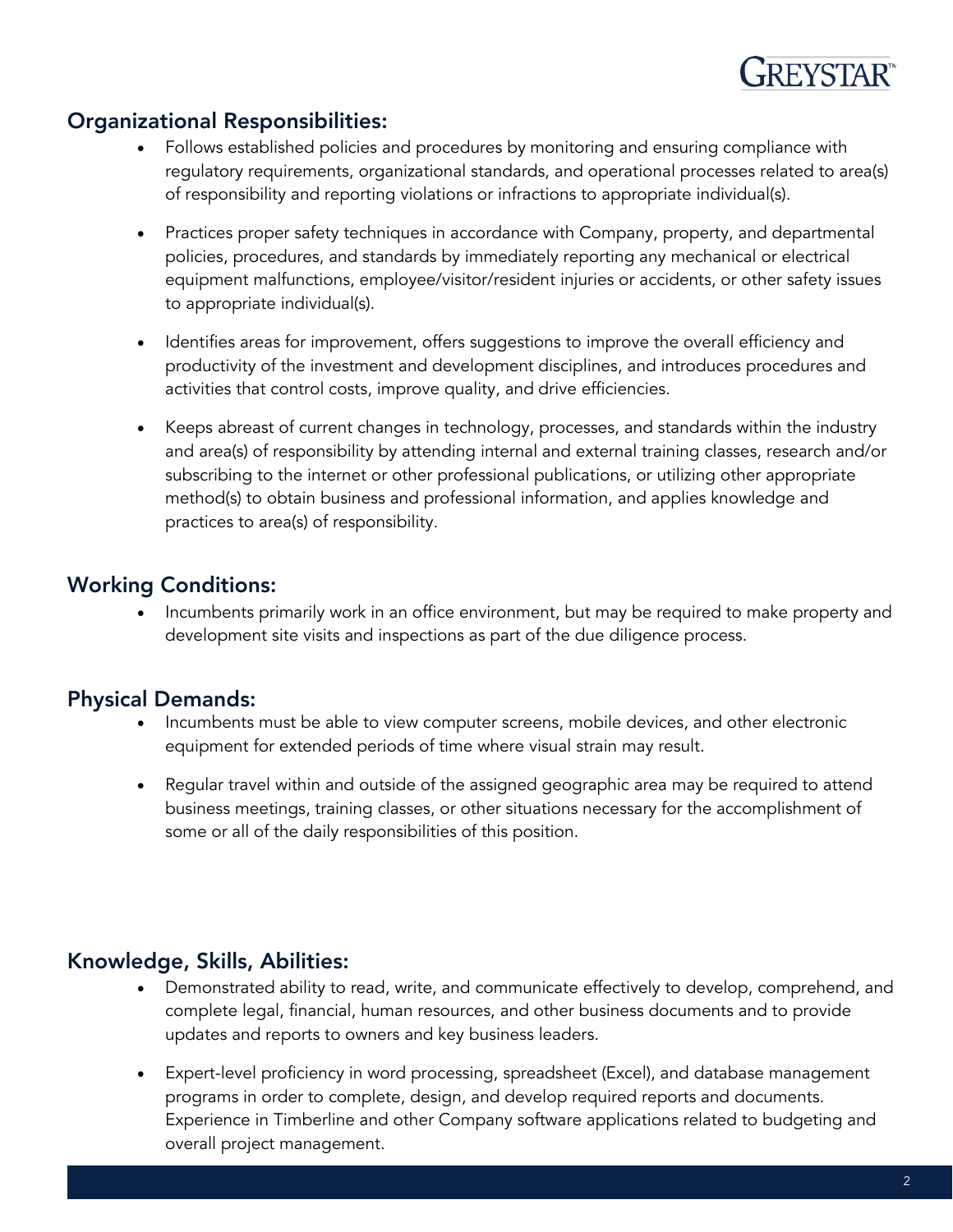## Organizational Responsibilities:

- Follows established policies and procedures by monitoring and ensuring compliance with regulatory requirements, organizational standards, and operational processes related to area(s) of responsibility and reporting violations or infractions to appropriate individual(s).
- Practices proper safety techniques in accordance with Company, property, and departmental policies, procedures, and standards by immediately reporting any mechanical or electrical equipment malfunctions, employee/visitor/resident injuries or accidents, or other safety issues to appropriate individual(s).
- Identifies areas for improvement, offers suggestions to improve the overall efficiency and productivity of the investment and development disciplines, and introduces procedures and activities that control costs, improve quality, and drive efficiencies.
- Keeps abreast of current changes in technology, processes, and standards within the industry and area(s) of responsibility by attending internal and external training classes, research and/or subscribing to the internet or other professional publications, or utilizing other appropriate method(s) to obtain business and professional information, and applies knowledge and practices to area(s) of responsibility.

## Working Conditions:

- Incumbents primarily work in an office environment, but may be required to make property and development site visits and inspections as part of the due diligence process.

## Physical Demands:

- Incumbents must be able to view computer screens, mobile devices, and other electronic equipment for extended periods of time where visual strain may result.
- Regular travel within and outside of the assigned geographic area may be required to attend business meetings, training classes, or other situations necessary for the accomplishment of some or all of the daily responsibilities of this position.

## Knowledge, Skills, Abilities:

- Demonstrated ability to read, write, and communicate effectively to develop, comprehend, and complete legal, financial, human resources, and other business documents and to provide updates and reports to owners and key business leaders.
- Expert-level proficiency in word processing, spreadsheet (Excel), and database management programs in order to complete, design, and develop required reports and documents. Experience in Timberline and other Company software applications related to budgeting and overall project management.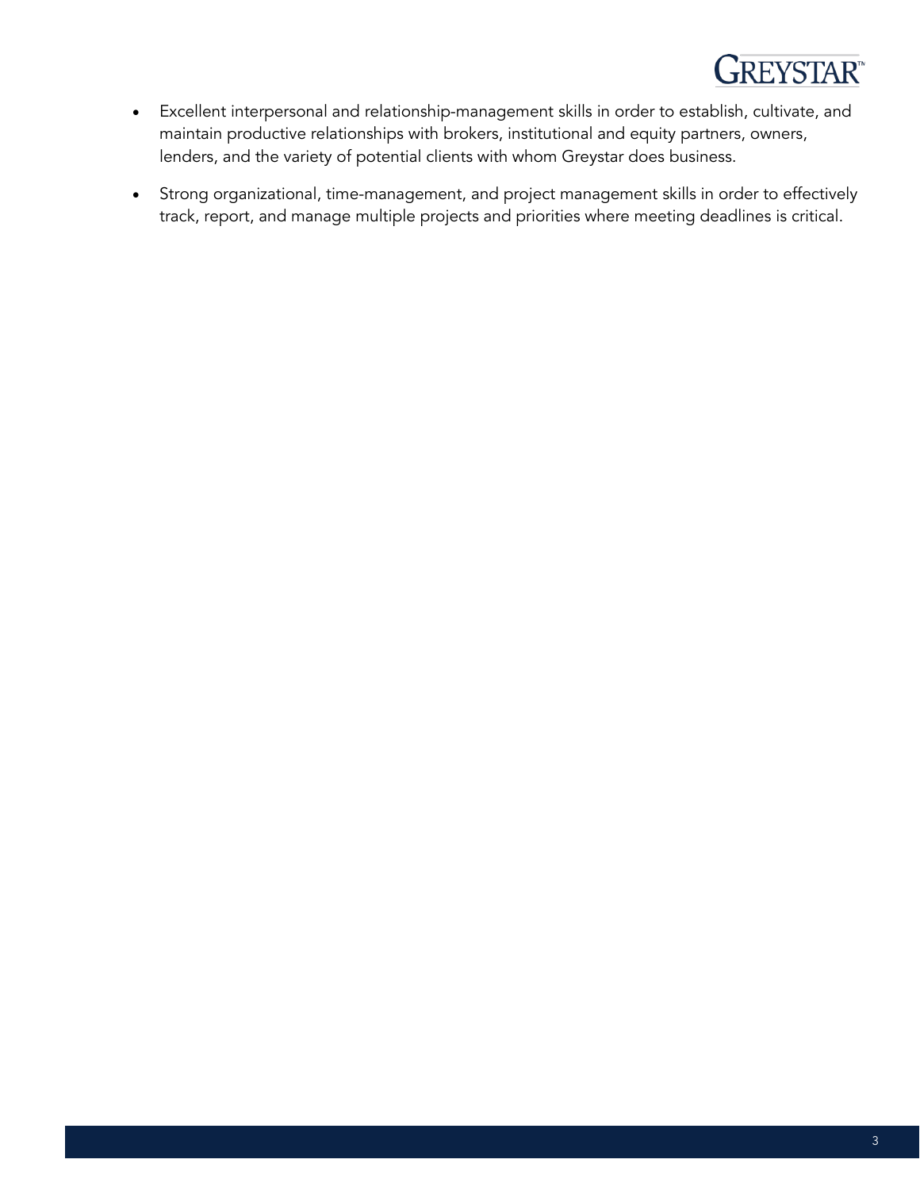- Excellent interpersonal and relationship-management skills in order to establish, cultivate, and maintain productive relationships with brokers, institutional and equity partners, owners, lenders, and the variety of potential clients with whom Greystar does business.
- Strong organizational, time-management, and project management skills in order to effectively track, report, and manage multiple projects and priorities where meeting deadlines is critical.